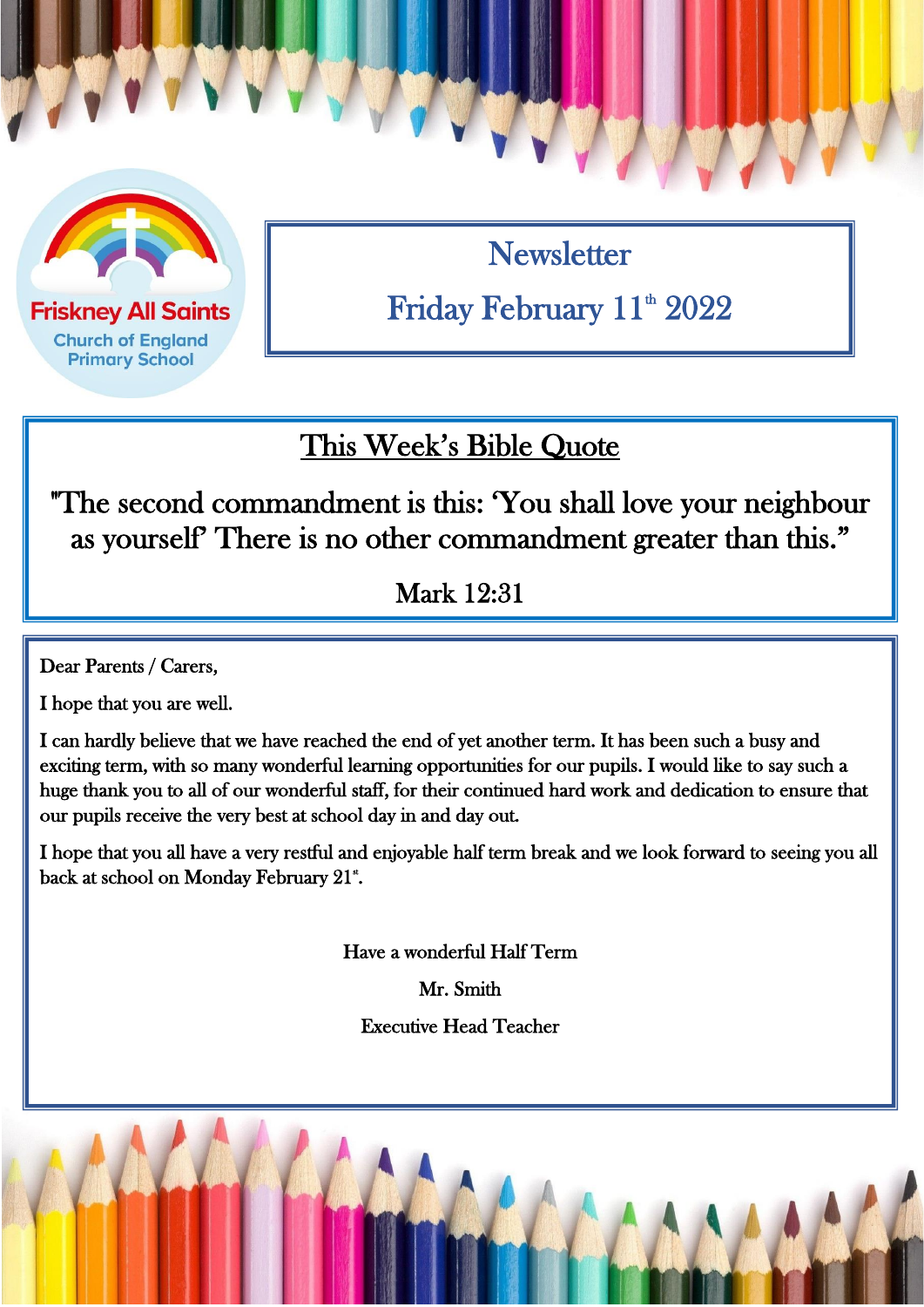Friskney All Saints
Church of England
Primary School

# Newsletter

## Friday February 11th 2022

## This Week's Bible Quote

"The second commandment is this: 'You shall love your neighbour as yourself' There is no other commandment greater than this."

Mark 12:31

Dear Parents / Carers,

I hope that you are well.

I can hardly believe that we have reached the end of yet another term. It has been such a busy and exciting term, with so many wonderful learning opportunities for our pupils. I would like to say such a huge thank you to all of our wonderful staff, for their continued hard work and dedication to ensure that our pupils receive the very best at school day in and day out.

I hope that you all have a very restful and enjoyable half term break and we look forward to seeing you all back at school on Monday February 21st.

Have a wonderful Half Term

Mr. Smith

Executive Head Teacher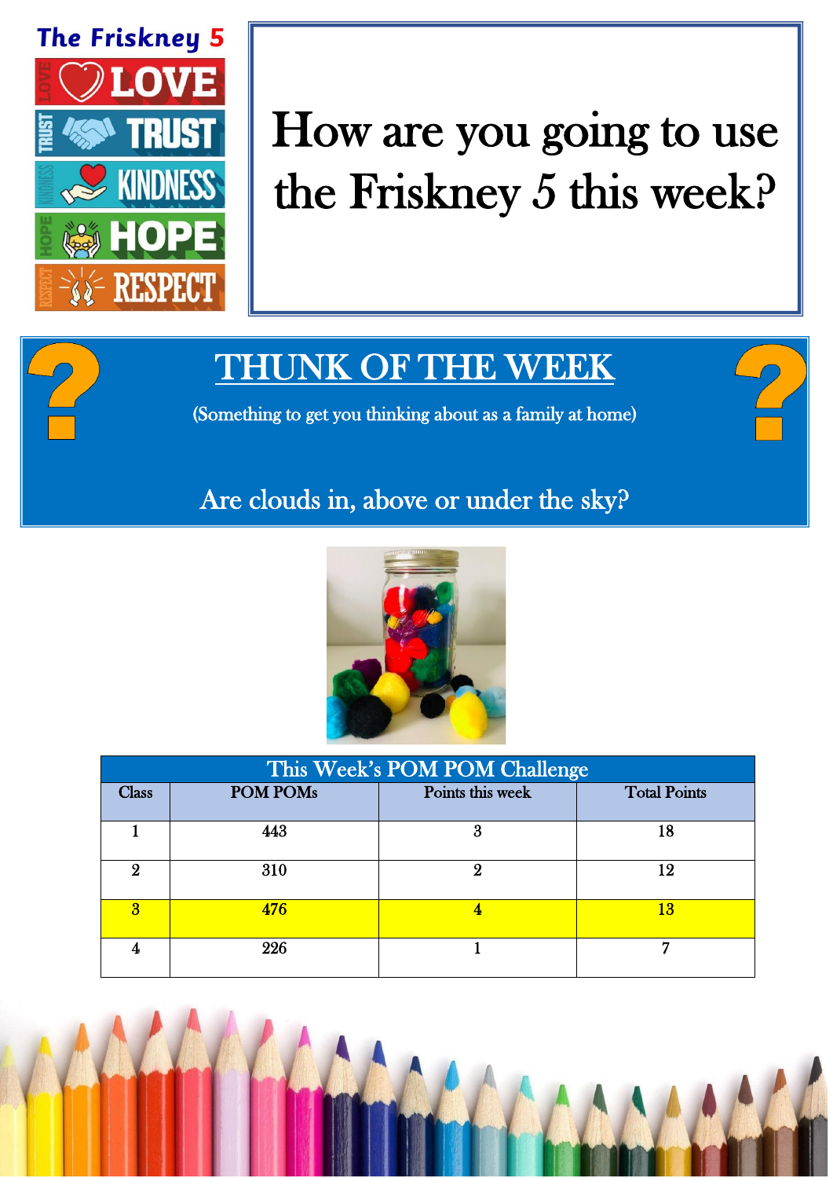The Friskney 5

LOVE

TRUST

KINDNESS

HOPE

RESPECT

# How are you going to use the Friskney 5 this week?

## THUNK OF THE WEEK

(Something to get you thinking about as a family at home)

Are clouds in, above or under the sky?

| This Week's POM POM Challenge | | | |
|---|---|---|---|
| Class | POM POMs | Points this week | Total Points |
| 1 | 443 | 3 | 18 |
| 2 | 310 | 2 | 12 |
| 3 | 476 | 4 | 13 |
| 4 | 226 | 1 | 7 |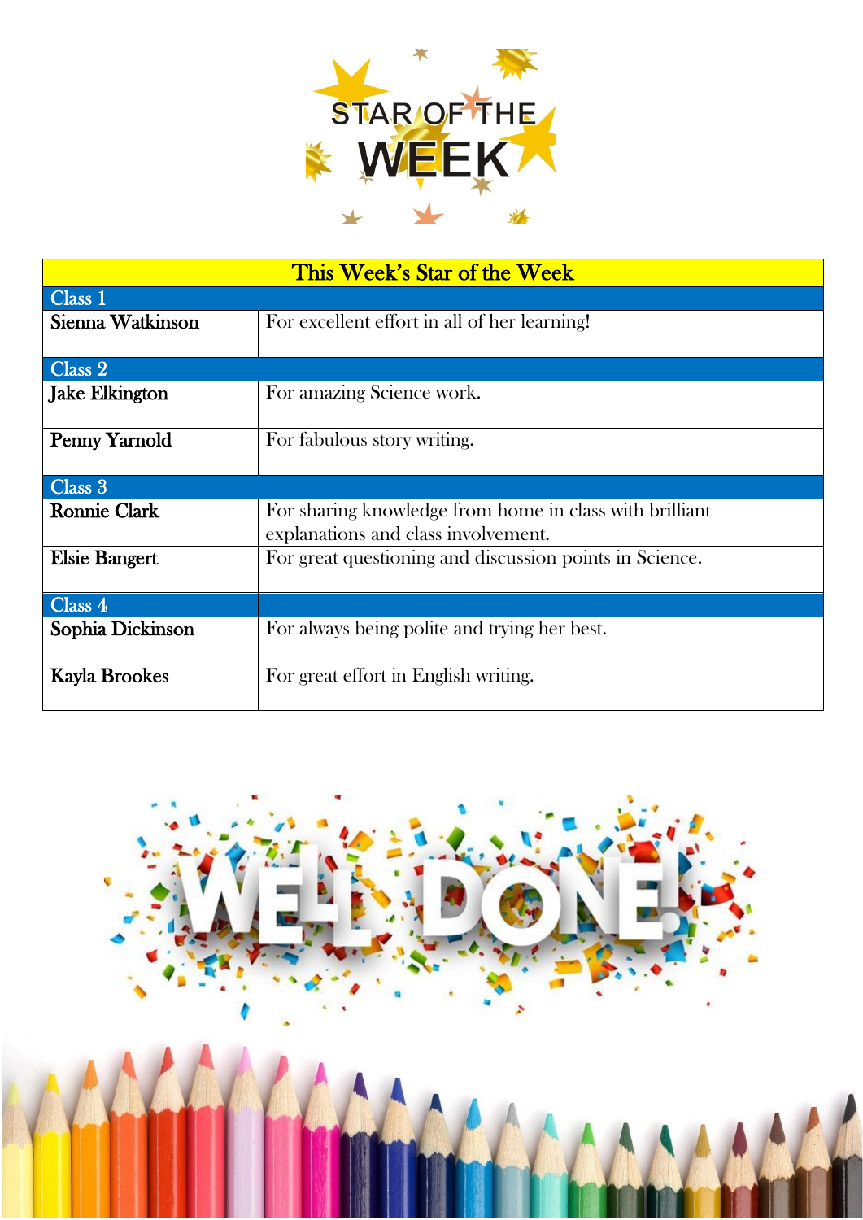# STAR OF THE WEEK

| This Week's Star of the Week | |
|---|---|
| **Class 1** | |
| **Sienna Watkinson** | For excellent effort in all of her learning! |
| **Class 2** | |
| **Jake Elkington** | For amazing Science work. |
| **Penny Yarnold** | For fabulous story writing. |
| **Class 3** | |
| **Ronnie Clark** | For sharing knowledge from home in class with brilliant explanations and class involvement. |
| **Elsie Bangert** | For great questioning and discussion points in Science. |
| **Class 4** | |
| **Sophia Dickinson** | For always being polite and trying her best. |
| **Kayla Brookes** | For great effort in English writing. |

WELL DONE!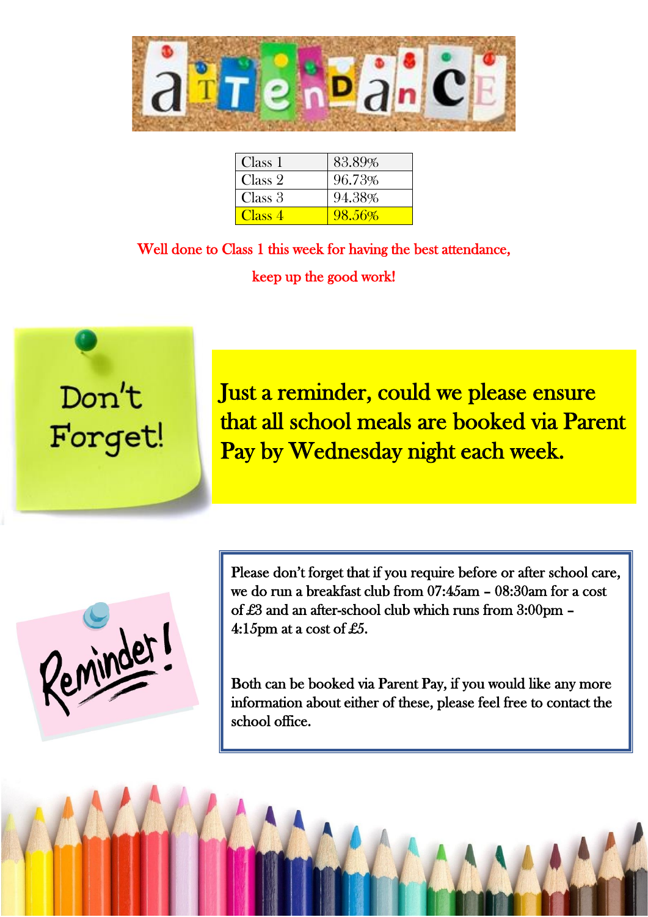# Attendance

| Class 1 | 83.89% |
| --- | --- |
| Class 2 | 96.73% |
| Class 3 | 94.38% |
| Class 4 | 98.56% |

Well done to Class 1 this week for having the best attendance,

keep up the good work!

Don't Forget!

**Just a reminder, could we please ensure that all school meals are booked via Parent Pay by Wednesday night each week.**

Reminder!

Please don't forget that if you require before or after school care, we do run a breakfast club from 07:45am – 08:30am for a cost of £3 and an after-school club which runs from 3:00pm – 4:15pm at a cost of £5.

Both can be booked via Parent Pay, if you would like any more information about either of these, please feel free to contact the school office.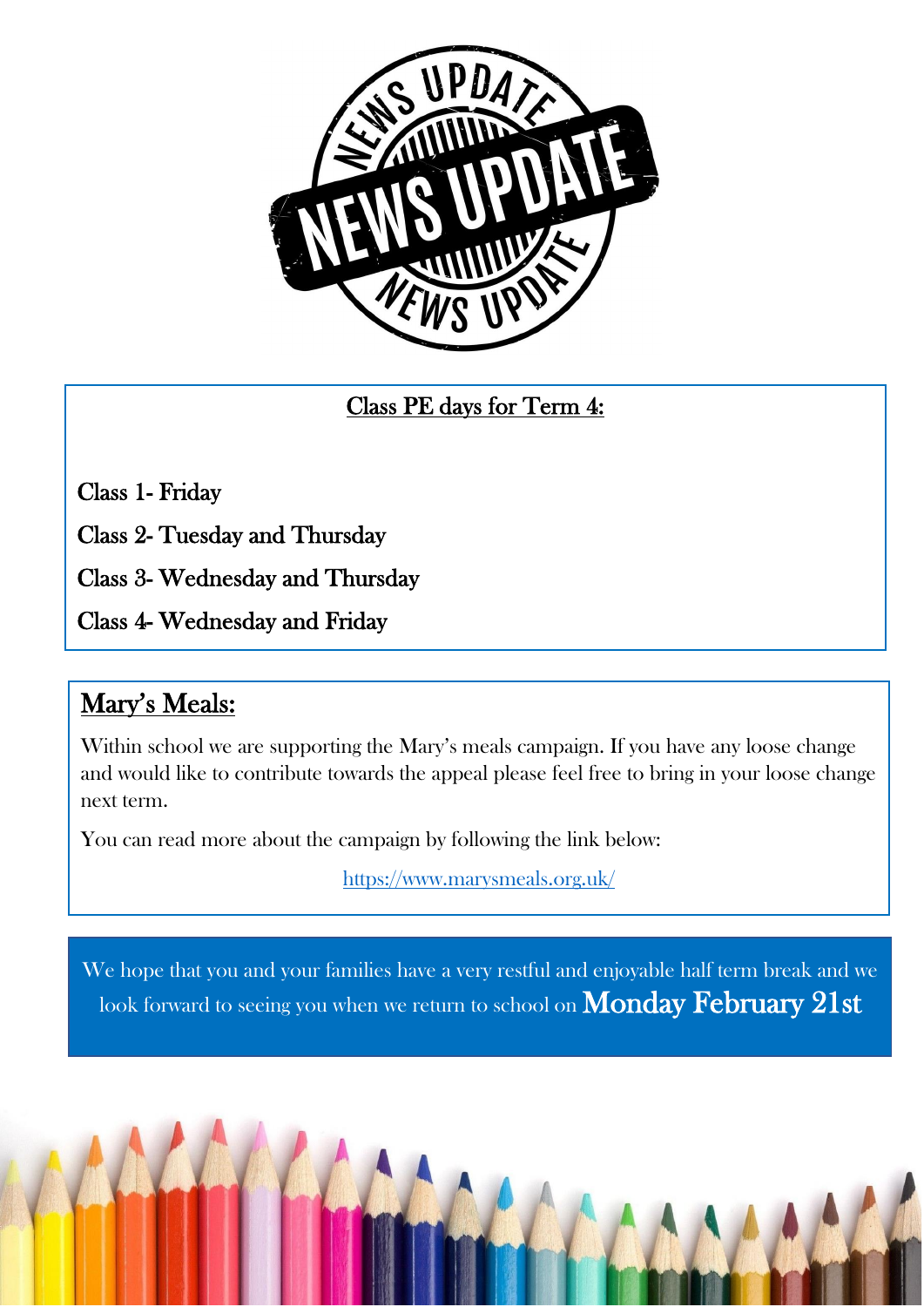## Class PE days for Term 4:

Class 1- Friday

Class 2- Tuesday and Thursday

Class 3- Wednesday and Thursday

Class 4- Wednesday and Friday

## Mary's Meals:

Within school we are supporting the Mary's meals campaign. If you have any loose change and would like to contribute towards the appeal please feel free to bring in your loose change next term.

You can read more about the campaign by following the link below:

https://www.marysmeals.org.uk/

We hope that you and your families have a very restful and enjoyable half term break and we look forward to seeing you when we return to school on **Monday February 21st**